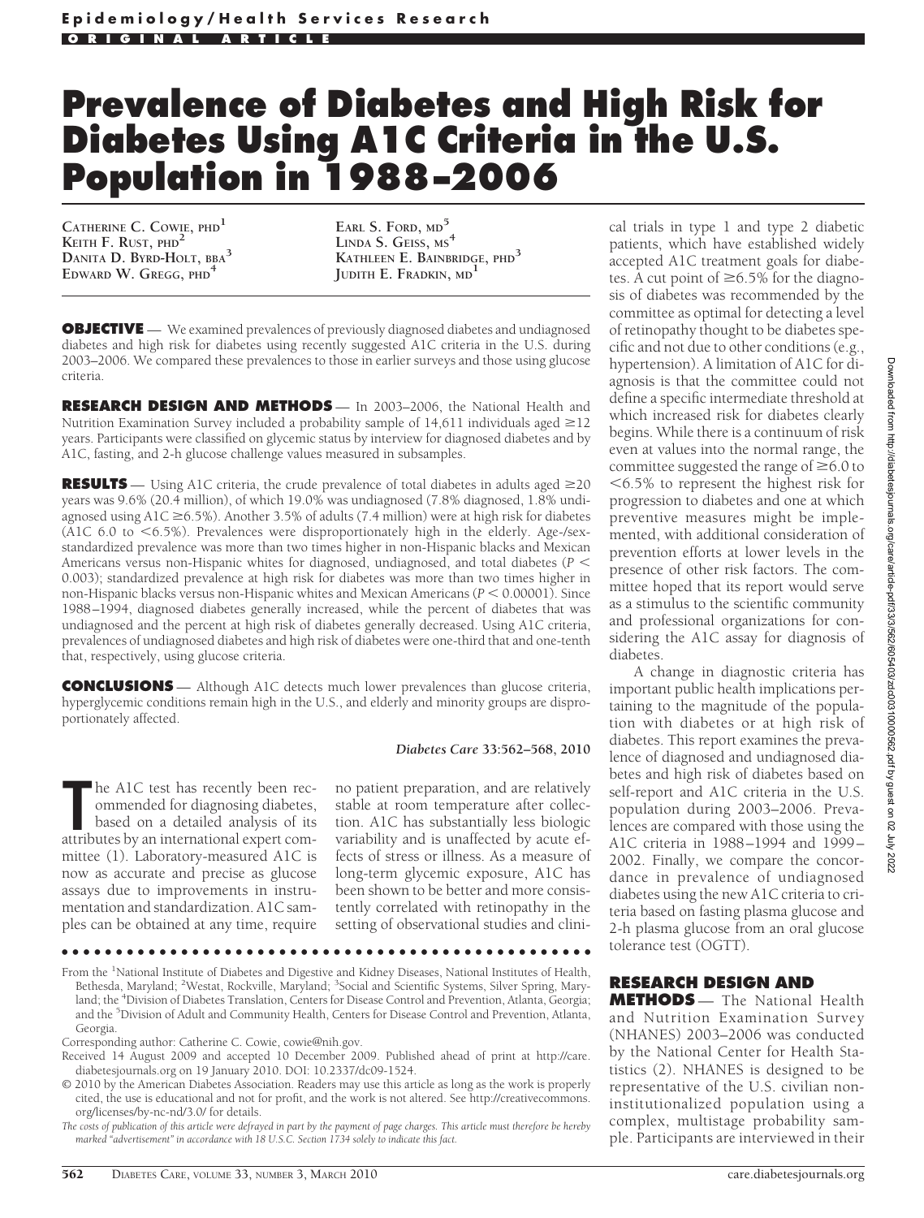Epidemiology/Health Services Research

ORIGINAL ARTICLE

# Prevalence of Diabetes and High Risk for Diabetes Using A1C Criteria in the U.S. Population in 1988–2006

CATHERINE C. COWIE, PHD[1]
KEITH F. RUST, PHD[2]
DANITA D. BYRD-HOLT, BBA[3]
EDWARD W. GREGG, PHD[4]
EARL S. FORD, MD[5]
LINDA S. GEISS, MS[4]
KATHLEEN E. BAINBRIDGE, PHD[3]
JUDITH E. FRADKIN, MD[1]

**OBJECTIVE** — We examined prevalences of previously diagnosed diabetes and undiagnosed diabetes and high risk for diabetes using recently suggested A1C criteria in the U.S. during 2003–2006. We compared these prevalences to those in earlier surveys and those using glucose criteria.

**RESEARCH DESIGN AND METHODS** — In 2003–2006, the National Health and Nutrition Examination Survey included a probability sample of 14,611 individuals aged ≥12 years. Participants were classified on glycemic status by interview for diagnosed diabetes and by A1C, fasting, and 2-h glucose challenge values measured in subsamples.

**RESULTS** — Using A1C criteria, the crude prevalence of total diabetes in adults aged ≥20 years was 9.6% (20.4 million), of which 19.0% was undiagnosed (7.8% diagnosed, 1.8% undiagnosed using A1C ≥6.5%). Another 3.5% of adults (7.4 million) were at high risk for diabetes (A1C 6.0 to <6.5%). Prevalences were disproportionately high in the elderly. Age-/sex-standardized prevalence was more than two times higher in non-Hispanic blacks and Mexican Americans versus non-Hispanic whites for diagnosed, undiagnosed, and total diabetes ($P < 0.003$); standardized prevalence at high risk for diabetes was more than two times higher in non-Hispanic blacks versus non-Hispanic whites and Mexican Americans ($P < 0.00001$). Since 1988–1994, diagnosed diabetes generally increased, while the percent of diabetes that was undiagnosed and the percent at high risk of diabetes generally decreased. Using A1C criteria, prevalences of undiagnosed diabetes and high risk of diabetes were one-third that and one-tenth that, respectively, using glucose criteria.

**CONCLUSIONS** — Although A1C detects much lower prevalences than glucose criteria, hyperglycemic conditions remain high in the U.S., and elderly and minority groups are disproportionately affected.

*Diabetes Care* **33:562–568, 2010**

The A1C test has recently been recommended for diagnosing diabetes, based on a detailed analysis of its attributes by an international expert committee (1). Laboratory-measured A1C is now as accurate and precise as glucose assays due to improvements in instrumentation and standardization. A1C samples can be obtained at any time, require no patient preparation, and are relatively stable at room temperature after collection. A1C has substantially less biologic variability and is unaffected by acute effects of stress or illness. As a measure of long-term glycemic exposure, A1C has been shown to be better and more consistently correlated with retinopathy in the setting of observational studies and clinical trials in type 1 and type 2 diabetic patients, which have established widely accepted A1C treatment goals for diabetes. A cut point of ≥6.5% for the diagnosis of diabetes was recommended by the committee as optimal for detecting a level of retinopathy thought to be diabetes specific and not due to other conditions (e.g., hypertension). A limitation of A1C for diagnosis is that the committee could not define a specific intermediate threshold at which increased risk for diabetes clearly begins. While there is a continuum of risk even at values into the normal range, the committee suggested the range of ≥6.0 to <6.5% to represent the highest risk for progression to diabetes and one at which preventive measures might be implemented, with additional consideration of prevention efforts at lower levels in the presence of other risk factors. The committee hoped that its report would serve as a stimulus to the scientific community and professional organizations for considering the A1C assay for diagnosis of diabetes.

A change in diagnostic criteria has important public health implications pertaining to the magnitude of the population with diabetes or at high risk of diabetes. This report examines the prevalence of diagnosed and undiagnosed diabetes and high risk of diabetes based on self-report and A1C criteria in the U.S. population during 2003–2006. Prevalences are compared with those using the A1C criteria in 1988–1994 and 1999–2002. Finally, we compare the concordance in prevalence of undiagnosed diabetes using the new A1C criteria to criteria based on fasting plasma glucose and 2-h plasma glucose from an oral glucose tolerance test (OGTT).

## RESEARCH DESIGN AND METHODS

The National Health and Nutrition Examination Survey (NHANES) 2003–2006 was conducted by the National Center for Health Statistics (2). NHANES is designed to be representative of the U.S. civilian noninstitutionalized population using a complex, multistage probability sample. Participants are interviewed in their

From the [1]National Institute of Diabetes and Digestive and Kidney Diseases, National Institutes of Health, Bethesda, Maryland; [2]Westat, Rockville, Maryland; [3]Social and Scientific Systems, Silver Spring, Maryland; the [4]Division of Diabetes Translation, Centers for Disease Control and Prevention, Atlanta, Georgia; and the [5]Division of Adult and Community Health, Centers for Disease Control and Prevention, Atlanta, Georgia.

Corresponding author: Catherine C. Cowie, cowie@nih.gov.

Received 14 August 2009 and accepted 10 December 2009. Published ahead of print at http://care.diabetesjournals.org on 19 January 2010. DOI: 10.2337/dc09-1524.

© 2010 by the American Diabetes Association. Readers may use this article as long as the work is properly cited, the use is educational and not for profit, and the work is not altered. See http://creativecommons.org/licenses/by-nc-nd/3.0/ for details.

*The costs of publication of this article were defrayed in part by the payment of page charges. This article must therefore be hereby marked "advertisement" in accordance with 18 U.S.C. Section 1734 solely to indicate this fact.*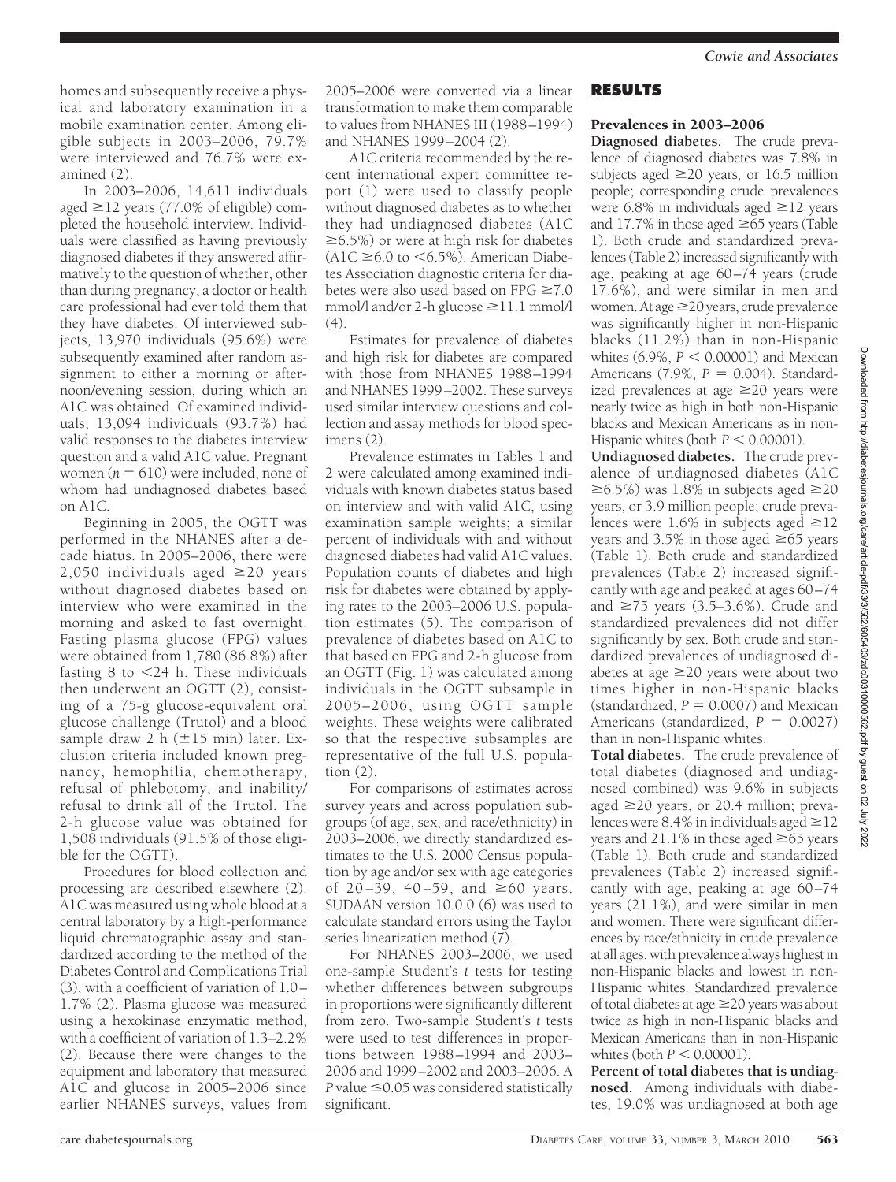homes and subsequently receive a physical and laboratory examination in a mobile examination center. Among eligible subjects in 2003–2006, 79.7% were interviewed and 76.7% were examined (2).

In 2003–2006, 14,611 individuals aged ≥12 years (77.0% of eligible) completed the household interview. Individuals were classified as having previously diagnosed diabetes if they answered affirmatively to the question of whether, other than during pregnancy, a doctor or health care professional had ever told them that they have diabetes. Of interviewed subjects, 13,970 individuals (95.6%) were subsequently examined after random assignment to either a morning or afternoon/evening session, during which an A1C was obtained. Of examined individuals, 13,094 individuals (93.7%) had valid responses to the diabetes interview question and a valid A1C value. Pregnant women ($n = 610$) were included, none of whom had undiagnosed diabetes based on A1C.

Beginning in 2005, the OGTT was performed in the NHANES after a decade hiatus. In 2005–2006, there were 2,050 individuals aged ≥20 years without diagnosed diabetes based on interview who were examined in the morning and asked to fast overnight. Fasting plasma glucose (FPG) values were obtained from 1,780 (86.8%) after fasting 8 to <24 h. These individuals then underwent an OGTT (2), consisting of a 75-g glucose-equivalent oral glucose challenge (Trutol) and a blood sample draw 2 h (±15 min) later. Exclusion criteria included known pregnancy, hemophilia, chemotherapy, refusal of phlebotomy, and inability/refusal to drink all of the Trutol. The 2-h glucose value was obtained for 1,508 individuals (91.5% of those eligible for the OGTT).

Procedures for blood collection and processing are described elsewhere (2). A1C was measured using whole blood at a central laboratory by a high-performance liquid chromatographic assay and standardized according to the method of the Diabetes Control and Complications Trial (3), with a coefficient of variation of 1.0–1.7% (2). Plasma glucose was measured using a hexokinase enzymatic method, with a coefficient of variation of 1.3–2.2% (2). Because there were changes to the equipment and laboratory that measured A1C and glucose in 2005–2006 since earlier NHANES surveys, values from 2005–2006 were converted via a linear transformation to make them comparable to values from NHANES III (1988–1994) and NHANES 1999–2004 (2).

A1C criteria recommended by the recent international expert committee report (1) were used to classify people without diagnosed diabetes as to whether they had undiagnosed diabetes (A1C ≥6.5%) or were at high risk for diabetes (A1C ≥6.0 to <6.5%). American Diabetes Association diagnostic criteria for diabetes were also used based on FPG ≥7.0 mmol/l and/or 2-h glucose ≥11.1 mmol/l (4).

Estimates for prevalence of diabetes and high risk for diabetes are compared with those from NHANES 1988–1994 and NHANES 1999–2002. These surveys used similar interview questions and collection and assay methods for blood specimens (2).

Prevalence estimates in Tables 1 and 2 were calculated among examined individuals with known diabetes status based on interview and with valid A1C, using examination sample weights; a similar percent of individuals with and without diagnosed diabetes had valid A1C values. Population counts of diabetes and high risk for diabetes were obtained by applying rates to the 2003–2006 U.S. population estimates (5). The comparison of prevalence of diabetes based on A1C to that based on FPG and 2-h glucose from an OGTT (Fig. 1) was calculated among individuals in the OGTT subsample in 2005–2006, using OGTT sample weights. These weights were calibrated so that the respective subsamples are representative of the full U.S. population (2).

For comparisons of estimates across survey years and across population subgroups (of age, sex, and race/ethnicity) in 2003–2006, we directly standardized estimates to the U.S. 2000 Census population by age and/or sex with age categories of 20–39, 40–59, and ≥60 years. SUDAAN version 10.0.0 (6) was used to calculate standard errors using the Taylor series linearization method (7).

For NHANES 2003–2006, we used one-sample Student's $t$ tests for testing whether differences between subgroups in proportions were significantly different from zero. Two-sample Student's $t$ tests were used to test differences in proportions between 1988–1994 and 2003–2006 and 1999–2002 and 2003–2006. A $P$ value ≤0.05 was considered statistically significant.

## RESULTS

### Prevalences in 2003–2006

**Diagnosed diabetes.** The crude prevalence of diagnosed diabetes was 7.8% in subjects aged ≥20 years, or 16.5 million people; corresponding crude prevalences were 6.8% in individuals aged ≥12 years and 17.7% in those aged ≥65 years (Table 1). Both crude and standardized prevalences (Table 2) increased significantly with age, peaking at age 60–74 years (crude 17.6%), and were similar in men and women. At age ≥20 years, crude prevalence was significantly higher in non-Hispanic blacks (11.2%) than in non-Hispanic whites (6.9%, $P < 0.00001$) and Mexican Americans (7.9%, $P = 0.004$). Standardized prevalences at age ≥20 years were nearly twice as high in both non-Hispanic blacks and Mexican Americans as in non-Hispanic whites (both $P < 0.00001$).

**Undiagnosed diabetes.** The crude prevalence of undiagnosed diabetes (A1C ≥6.5%) was 1.8% in subjects aged ≥20 years, or 3.9 million people; crude prevalences were 1.6% in subjects aged ≥12 years and 3.5% in those aged ≥65 years (Table 1). Both crude and standardized prevalences (Table 2) increased significantly with age and peaked at ages 60–74 and ≥75 years (3.5–3.6%). Crude and standardized prevalences did not differ significantly by sex. Both crude and standardized prevalences of undiagnosed diabetes at age ≥20 years were about two times higher in non-Hispanic blacks (standardized, $P = 0.0007$) and Mexican Americans (standardized, $P = 0.0027$) than in non-Hispanic whites.

**Total diabetes.** The crude prevalence of total diabetes (diagnosed and undiagnosed combined) was 9.6% in subjects aged ≥20 years, or 20.4 million; prevalences were 8.4% in individuals aged ≥12 years and 21.1% in those aged ≥65 years (Table 1). Both crude and standardized prevalences (Table 2) increased significantly with age, peaking at age 60–74 years (21.1%), and were similar in men and women. There were significant differences by race/ethnicity in crude prevalence at all ages, with prevalence always highest in non-Hispanic blacks and lowest in non-Hispanic whites. Standardized prevalence of total diabetes at age ≥20 years was about twice as high in non-Hispanic blacks and Mexican Americans than in non-Hispanic whites (both $P < 0.00001$).

**Percent of total diabetes that is undiagnosed.** Among individuals with diabetes, 19.0% was undiagnosed at both age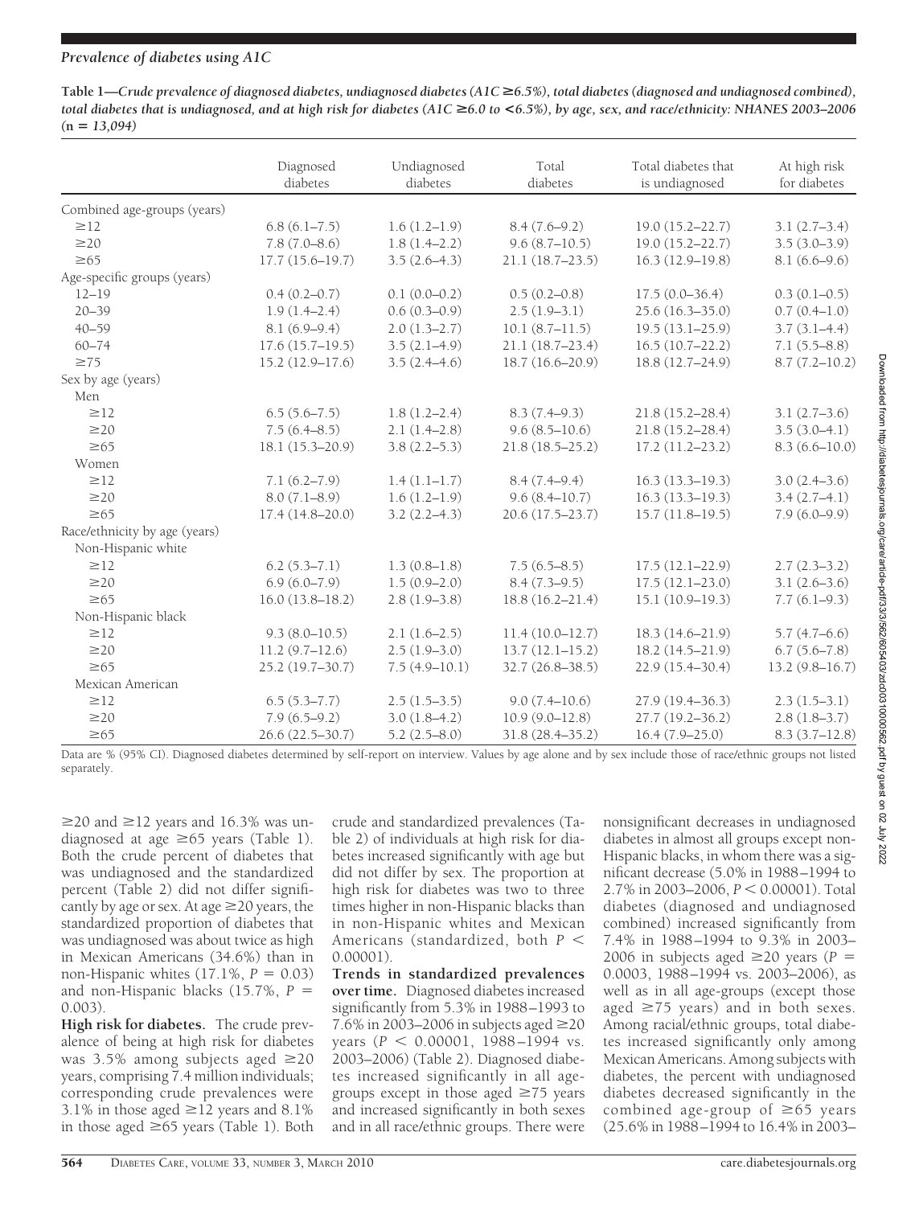**Table 1—*Crude prevalence of diagnosed diabetes, undiagnosed diabetes (A1C ≥6.5%), total diabetes (diagnosed and undiagnosed combined), total diabetes that is undiagnosed, and at high risk for diabetes (A1C ≥6.0 to <6.5%), by age, sex, and race/ethnicity: NHANES 2003–2006 (n = 13,094)***

| | Diagnosed diabetes | Undiagnosed diabetes | Total diabetes | Total diabetes that is undiagnosed | At high risk for diabetes |
|---|---|---|---|---|---|
| Combined age-groups (years) | | | | | |
| ≥12 | 6.8 (6.1–7.5) | 1.6 (1.2–1.9) | 8.4 (7.6–9.2) | 19.0 (15.2–22.7) | 3.1 (2.7–3.4) |
| ≥20 | 7.8 (7.0–8.6) | 1.8 (1.4–2.2) | 9.6 (8.7–10.5) | 19.0 (15.2–22.7) | 3.5 (3.0–3.9) |
| ≥65 | 17.7 (15.6–19.7) | 3.5 (2.6–4.3) | 21.1 (18.7–23.5) | 16.3 (12.9–19.8) | 8.1 (6.6–9.6) |
| Age-specific groups (years) | | | | | |
| 12–19 | 0.4 (0.2–0.7) | 0.1 (0.0–0.2) | 0.5 (0.2–0.8) | 17.5 (0.0–36.4) | 0.3 (0.1–0.5) |
| 20–39 | 1.9 (1.4–2.4) | 0.6 (0.3–0.9) | 2.5 (1.9–3.1) | 25.6 (16.3–35.0) | 0.7 (0.4–1.0) |
| 40–59 | 8.1 (6.9–9.4) | 2.0 (1.3–2.7) | 10.1 (8.7–11.5) | 19.5 (13.1–25.9) | 3.7 (3.1–4.4) |
| 60–74 | 17.6 (15.7–19.5) | 3.5 (2.1–4.9) | 21.1 (18.7–23.4) | 16.5 (10.7–22.2) | 7.1 (5.5–8.8) |
| ≥75 | 15.2 (12.9–17.6) | 3.5 (2.4–4.6) | 18.7 (16.6–20.9) | 18.8 (12.7–24.9) | 8.7 (7.2–10.2) |
| Sex by age (years) | | | | | |
| Men | | | | | |
| ≥12 | 6.5 (5.6–7.5) | 1.8 (1.2–2.4) | 8.3 (7.4–9.3) | 21.8 (15.2–28.4) | 3.1 (2.7–3.6) |
| ≥20 | 7.5 (6.4–8.5) | 2.1 (1.4–2.8) | 9.6 (8.5–10.6) | 21.8 (15.2–28.4) | 3.5 (3.0–4.1) |
| ≥65 | 18.1 (15.3–20.9) | 3.8 (2.2–5.3) | 21.8 (18.5–25.2) | 17.2 (11.2–23.2) | 8.3 (6.6–10.0) |
| Women | | | | | |
| ≥12 | 7.1 (6.2–7.9) | 1.4 (1.1–1.7) | 8.4 (7.4–9.4) | 16.3 (13.3–19.3) | 3.0 (2.4–3.6) |
| ≥20 | 8.0 (7.1–8.9) | 1.6 (1.2–1.9) | 9.6 (8.4–10.7) | 16.3 (13.3–19.3) | 3.4 (2.7–4.1) |
| ≥65 | 17.4 (14.8–20.0) | 3.2 (2.2–4.3) | 20.6 (17.5–23.7) | 15.7 (11.8–19.5) | 7.9 (6.0–9.9) |
| Race/ethnicity by age (years) | | | | | |
| Non-Hispanic white | | | | | |
| ≥12 | 6.2 (5.3–7.1) | 1.3 (0.8–1.8) | 7.5 (6.5–8.5) | 17.5 (12.1–22.9) | 2.7 (2.3–3.2) |
| ≥20 | 6.9 (6.0–7.9) | 1.5 (0.9–2.0) | 8.4 (7.3–9.5) | 17.5 (12.1–23.0) | 3.1 (2.6–3.6) |
| ≥65 | 16.0 (13.8–18.2) | 2.8 (1.9–3.8) | 18.8 (16.2–21.4) | 15.1 (10.9–19.3) | 7.7 (6.1–9.3) |
| Non-Hispanic black | | | | | |
| ≥12 | 9.3 (8.0–10.5) | 2.1 (1.6–2.5) | 11.4 (10.0–12.7) | 18.3 (14.6–21.9) | 5.7 (4.7–6.6) |
| ≥20 | 11.2 (9.7–12.6) | 2.5 (1.9–3.0) | 13.7 (12.1–15.2) | 18.2 (14.5–21.9) | 6.7 (5.6–7.8) |
| ≥65 | 25.2 (19.7–30.7) | 7.5 (4.9–10.1) | 32.7 (26.8–38.5) | 22.9 (15.4–30.4) | 13.2 (9.8–16.7) |
| Mexican American | | | | | |
| ≥12 | 6.5 (5.3–7.7) | 2.5 (1.5–3.5) | 9.0 (7.4–10.6) | 27.9 (19.4–36.3) | 2.3 (1.5–3.1) |
| ≥20 | 7.9 (6.5–9.2) | 3.0 (1.8–4.2) | 10.9 (9.0–12.8) | 27.7 (19.2–36.2) | 2.8 (1.8–3.7) |
| ≥65 | 26.6 (22.5–30.7) | 5.2 (2.5–8.0) | 31.8 (28.4–35.2) | 16.4 (7.9–25.0) | 8.3 (3.7–12.8) |

Data are % (95% CI). Diagnosed diabetes determined by self-report on interview. Values by age alone and by sex include those of race/ethnic groups not listed separately.

≥20 and ≥12 years and 16.3% was undiagnosed at age ≥65 years (Table 1). Both the crude percent of diabetes that was undiagnosed and the standardized percent (Table 2) did not differ significantly by age or sex. At age ≥20 years, the standardized proportion of diabetes that was undiagnosed was about twice as high in Mexican Americans (34.6%) than in non-Hispanic whites (17.1%, $P = 0.03$) and non-Hispanic blacks (15.7%, $P = 0.003$).

**High risk for diabetes.** The crude prevalence of being at high risk for diabetes was 3.5% among subjects aged ≥20 years, comprising 7.4 million individuals; corresponding crude prevalences were 3.1% in those aged ≥12 years and 8.1% in those aged ≥65 years (Table 1). Both crude and standardized prevalences (Table 2) of individuals at high risk for diabetes increased significantly with age but did not differ by sex. The proportion at high risk for diabetes was two to three times higher in non-Hispanic blacks than in non-Hispanic whites and Mexican Americans (standardized, both $P < 0.00001$).

**Trends in standardized prevalences over time.** Diagnosed diabetes increased significantly from 5.3% in 1988–1993 to 7.6% in 2003–2006 in subjects aged ≥20 years ($P < 0.00001$, 1988–1994 vs. 2003–2006) (Table 2). Diagnosed diabetes increased significantly in all age-groups except in those aged ≥75 years and increased significantly in both sexes and in all race/ethnic groups. There were nonsignificant decreases in undiagnosed diabetes in almost all groups except non-Hispanic blacks, in whom there was a significant decrease (5.0% in 1988–1994 to 2.7% in 2003–2006, $P < 0.00001$). Total diabetes (diagnosed and undiagnosed combined) increased significantly from 7.4% in 1988–1994 to 9.3% in 2003–2006 in subjects aged ≥20 years ($P = 0.0003$, 1988–1994 vs. 2003–2006), as well as in all age-groups (except those aged ≥75 years) and in both sexes. Among racial/ethnic groups, total diabetes increased significantly only among Mexican Americans. Among subjects with diabetes, the percent with undiagnosed diabetes decreased significantly in the combined age-group of ≥65 years (25.6% in 1988–1994 to 16.4% in 2003–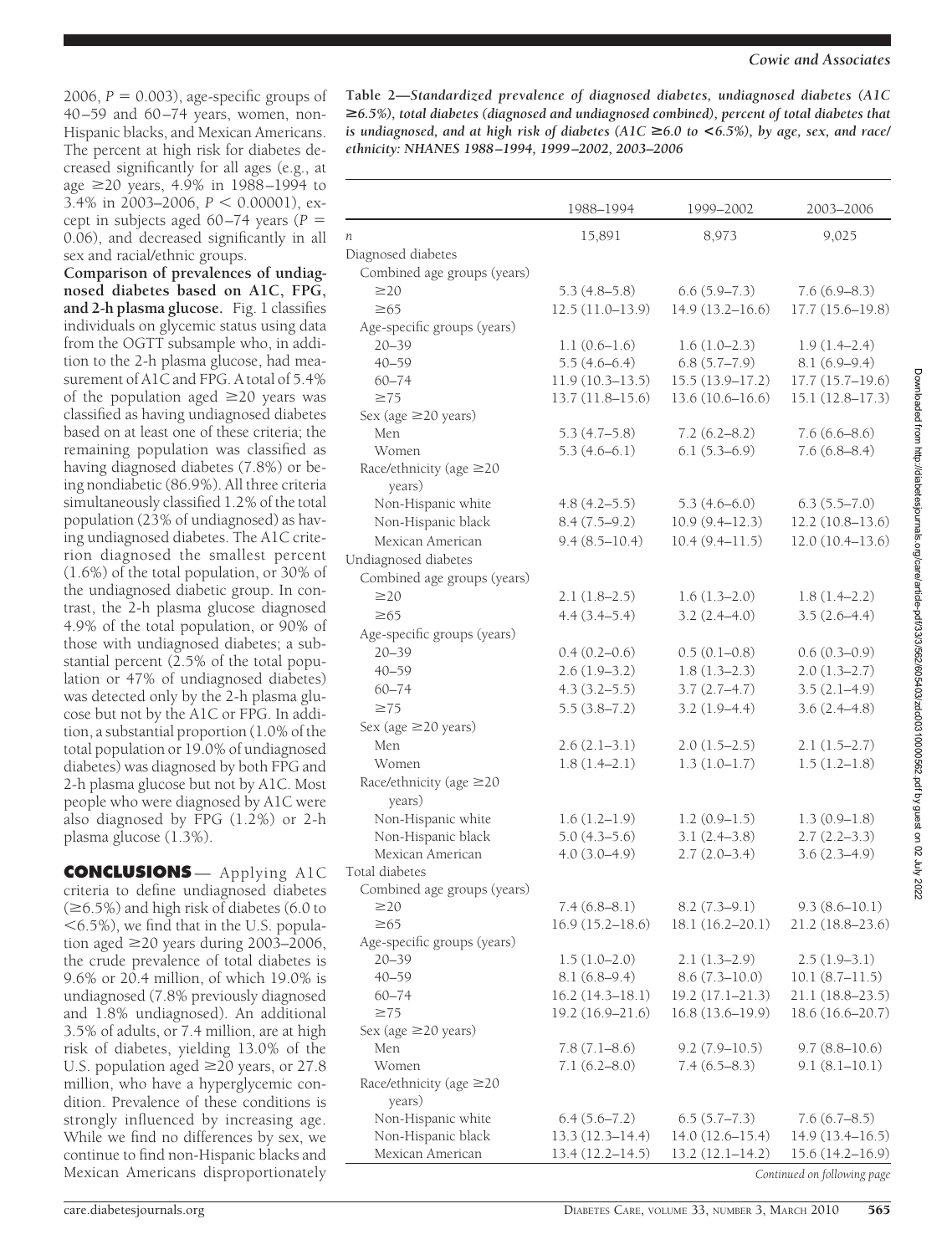2006, $P = 0.003$), age-specific groups of 40–59 and 60–74 years, women, non-Hispanic blacks, and Mexican Americans. The percent at high risk for diabetes decreased significantly for all ages (e.g., at age ≥20 years, 4.9% in 1988–1994 to 3.4% in 2003–2006, $P < 0.00001$), except in subjects aged 60–74 years ($P = 0.06$), and decreased significantly in all sex and racial/ethnic groups.

**Comparison of prevalences of undiagnosed diabetes based on A1C, FPG, and 2-h plasma glucose.** Fig. 1 classifies individuals on glycemic status using data from the OGTT subsample who, in addition to the 2-h plasma glucose, had measurement of A1C and FPG. A total of 5.4% of the population aged ≥20 years was classified as having undiagnosed diabetes based on at least one of these criteria; the remaining population was classified as having diagnosed diabetes (7.8%) or being nondiabetic (86.9%). All three criteria simultaneously classified 1.2% of the total population (23% of undiagnosed) as having undiagnosed diabetes. The A1C criterion diagnosed the smallest percent (1.6%) of the total population, or 30% of the undiagnosed diabetic group. In contrast, the 2-h plasma glucose diagnosed 4.9% of the total population, or 90% of those with undiagnosed diabetes; a substantial percent (2.5% of the total population or 47% of undiagnosed diabetes) was detected only by the 2-h plasma glucose but not by the A1C or FPG. In addition, a substantial proportion (1.0% of the total population or 19.0% of undiagnosed diabetes) was diagnosed by both FPG and 2-h plasma glucose but not by A1C. Most people who were diagnosed by A1C were also diagnosed by FPG (1.2%) or 2-h plasma glucose (1.3%).

## CONCLUSIONS

Applying A1C criteria to define undiagnosed diabetes (≥6.5%) and high risk of diabetes (6.0 to <6.5%), we find that in the U.S. population aged ≥20 years during 2003–2006, the crude prevalence of total diabetes is 9.6% or 20.4 million, of which 19.0% is undiagnosed (7.8% previously diagnosed and 1.8% undiagnosed). An additional 3.5% of adults, or 7.4 million, are at high risk of diabetes, yielding 13.0% of the U.S. population aged ≥20 years, or 27.8 million, who have a hyperglycemic condition. Prevalence of these conditions is strongly influenced by increasing age. While we find no differences by sex, we continue to find non-Hispanic blacks and Mexican Americans disproportionately

**Table 2—*Standardized prevalence of diagnosed diabetes, undiagnosed diabetes (A1C ≥6.5%), total diabetes (diagnosed and undiagnosed combined), percent of total diabetes that is undiagnosed, and at high risk of diabetes (A1C ≥6.0 to <6.5%), by age, sex, and race/ethnicity: NHANES 1988–1994, 1999–2002, 2003–2006***

| | 1988–1994 | 1999–2002 | 2003–2006 |
|---|---|---|---|
| *n* | 15,891 | 8,973 | 9,025 |
| Diagnosed diabetes | | | |
| Combined age groups (years) | | | |
| ≥20 | 5.3 (4.8–5.8) | 6.6 (5.9–7.3) | 7.6 (6.9–8.3) |
| ≥65 | 12.5 (11.0–13.9) | 14.9 (13.2–16.6) | 17.7 (15.6–19.8) |
| Age-specific groups (years) | | | |
| 20–39 | 1.1 (0.6–1.6) | 1.6 (1.0–2.3) | 1.9 (1.4–2.4) |
| 40–59 | 5.5 (4.6–6.4) | 6.8 (5.7–7.9) | 8.1 (6.9–9.4) |
| 60–74 | 11.9 (10.3–13.5) | 15.5 (13.9–17.2) | 17.7 (15.7–19.6) |
| ≥75 | 13.7 (11.8–15.6) | 13.6 (10.6–16.6) | 15.1 (12.8–17.3) |
| Sex (age ≥20 years) | | | |
| Men | 5.3 (4.7–5.8) | 7.2 (6.2–8.2) | 7.6 (6.6–8.6) |
| Women | 5.3 (4.6–6.1) | 6.1 (5.3–6.9) | 7.6 (6.8–8.4) |
| Race/ethnicity (age ≥20 years) | | | |
| Non-Hispanic white | 4.8 (4.2–5.5) | 5.3 (4.6–6.0) | 6.3 (5.5–7.0) |
| Non-Hispanic black | 8.4 (7.5–9.2) | 10.9 (9.4–12.3) | 12.2 (10.8–13.6) |
| Mexican American | 9.4 (8.5–10.4) | 10.4 (9.4–11.5) | 12.0 (10.4–13.6) |
| Undiagnosed diabetes | | | |
| Combined age groups (years) | | | |
| ≥20 | 2.1 (1.8–2.5) | 1.6 (1.3–2.0) | 1.8 (1.4–2.2) |
| ≥65 | 4.4 (3.4–5.4) | 3.2 (2.4–4.0) | 3.5 (2.6–4.4) |
| Age-specific groups (years) | | | |
| 20–39 | 0.4 (0.2–0.6) | 0.5 (0.1–0.8) | 0.6 (0.3–0.9) |
| 40–59 | 2.6 (1.9–3.2) | 1.8 (1.3–2.3) | 2.0 (1.3–2.7) |
| 60–74 | 4.3 (3.2–5.5) | 3.7 (2.7–4.7) | 3.5 (2.1–4.9) |
| ≥75 | 5.5 (3.8–7.2) | 3.2 (1.9–4.4) | 3.6 (2.4–4.8) |
| Sex (age ≥20 years) | | | |
| Men | 2.6 (2.1–3.1) | 2.0 (1.5–2.5) | 2.1 (1.5–2.7) |
| Women | 1.8 (1.4–2.1) | 1.3 (1.0–1.7) | 1.5 (1.2–1.8) |
| Race/ethnicity (age ≥20 years) | | | |
| Non-Hispanic white | 1.6 (1.2–1.9) | 1.2 (0.9–1.5) | 1.3 (0.9–1.8) |
| Non-Hispanic black | 5.0 (4.3–5.6) | 3.1 (2.4–3.8) | 2.7 (2.2–3.3) |
| Mexican American | 4.0 (3.0–4.9) | 2.7 (2.0–3.4) | 3.6 (2.3–4.9) |
| Total diabetes | | | |
| Combined age groups (years) | | | |
| ≥20 | 7.4 (6.8–8.1) | 8.2 (7.3–9.1) | 9.3 (8.6–10.1) |
| ≥65 | 16.9 (15.2–18.6) | 18.1 (16.2–20.1) | 21.2 (18.8–23.6) |
| Age-specific groups (years) | | | |
| 20–39 | 1.5 (1.0–2.0) | 2.1 (1.3–2.9) | 2.5 (1.9–3.1) |
| 40–59 | 8.1 (6.8–9.4) | 8.6 (7.3–10.0) | 10.1 (8.7–11.5) |
| 60–74 | 16.2 (14.3–18.1) | 19.2 (17.1–21.3) | 21.1 (18.8–23.5) |
| ≥75 | 19.2 (16.9–21.6) | 16.8 (13.6–19.9) | 18.6 (16.6–20.7) |
| Sex (age ≥20 years) | | | |
| Men | 7.8 (7.1–8.6) | 9.2 (7.9–10.5) | 9.7 (8.8–10.6) |
| Women | 7.1 (6.2–8.0) | 7.4 (6.5–8.3) | 9.1 (8.1–10.1) |
| Race/ethnicity (age ≥20 years) | | | |
| Non-Hispanic white | 6.4 (5.6–7.2) | 6.5 (5.7–7.3) | 7.6 (6.7–8.5) |
| Non-Hispanic black | 13.3 (12.3–14.4) | 14.0 (12.6–15.4) | 14.9 (13.4–16.5) |
| Mexican American | 13.4 (12.2–14.5) | 13.2 (12.1–14.2) | 15.6 (14.2–16.9) |

*Continued on following page*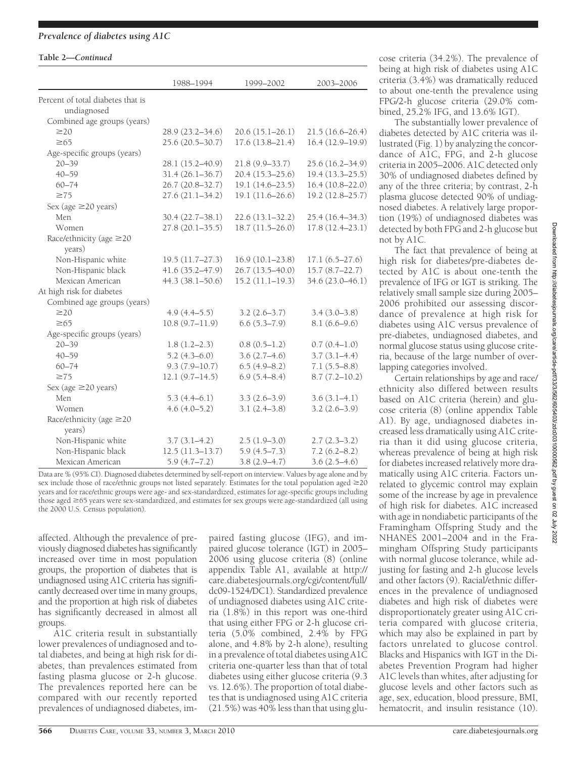**Table 2—*Continued***

| | 1988–1994 | 1999–2002 | 2003–2006 |
|---|---|---|---|
| Percent of total diabetes that is undiagnosed | | | |
| Combined age groups (years) | | | |
| ≥20 | 28.9 (23.2–34.6) | 20.6 (15.1–26.1) | 21.5 (16.6–26.4) |
| ≥65 | 25.6 (20.5–30.7) | 17.6 (13.8–21.4) | 16.4 (12.9–19.9) |
| Age-specific groups (years) | | | |
| 20–39 | 28.1 (15.2–40.9) | 21.8 (9.9–33.7) | 25.6 (16.2–34.9) |
| 40–59 | 31.4 (26.1–36.7) | 20.4 (15.3–25.6) | 19.4 (13.3–25.5) |
| 60–74 | 26.7 (20.8–32.7) | 19.1 (14.6–23.5) | 16.4 (10.8–22.0) |
| ≥75 | 27.6 (21.1–34.2) | 19.1 (11.6–26.6) | 19.2 (12.8–25.7) |
| Sex (age ≥20 years) | | | |
| Men | 30.4 (22.7–38.1) | 22.6 (13.1–32.2) | 25.4 (16.4–34.3) |
| Women | 27.8 (20.1–35.5) | 18.7 (11.5–26.0) | 17.8 (12.4–23.1) |
| Race/ethnicity (age ≥20 years) | | | |
| Non-Hispanic white | 19.5 (11.7–27.3) | 16.9 (10.1–23.8) | 17.1 (6.5–27.6) |
| Non-Hispanic black | 41.6 (35.2–47.9) | 26.7 (13.5–40.0) | 15.7 (8.7–22.7) |
| Mexican American | 44.3 (38.1–50.6) | 15.2 (11.1–19.3) | 34.6 (23.0–46.1) |
| At high risk for diabetes | | | |
| Combined age groups (years) | | | |
| ≥20 | 4.9 (4.4–5.5) | 3.2 (2.6–3.7) | 3.4 (3.0–3.8) |
| ≥65 | 10.8 (9.7–11.9) | 6.6 (5.3–7.9) | 8.1 (6.6–9.6) |
| Age-specific groups (years) | | | |
| 20–39 | 1.8 (1.2–2.3) | 0.8 (0.5–1.2) | 0.7 (0.4–1.0) |
| 40–59 | 5.2 (4.3–6.0) | 3.6 (2.7–4.6) | 3.7 (3.1–4.4) |
| 60–74 | 9.3 (7.9–10.7) | 6.5 (4.9–8.2) | 7.1 (5.5–8.8) |
| ≥75 | 12.1 (9.7–14.5) | 6.9 (5.4–8.4) | 8.7 (7.2–10.2) |
| Sex (age ≥20 years) | | | |
| Men | 5.3 (4.4–6.1) | 3.3 (2.6–3.9) | 3.6 (3.1–4.1) |
| Women | 4.6 (4.0–5.2) | 3.1 (2.4–3.8) | 3.2 (2.6–3.9) |
| Race/ethnicity (age ≥20 years) | | | |
| Non-Hispanic white | 3.7 (3.1–4.2) | 2.5 (1.9–3.0) | 2.7 (2.3–3.2) |
| Non-Hispanic black | 12.5 (11.3–13.7) | 5.9 (4.5–7.3) | 7.2 (6.2–8.2) |
| Mexican American | 5.9 (4.7–7.2) | 3.8 (2.9–4.7) | 3.6 (2.5–4.6) |

Data are % (95% CI). Diagnosed diabetes determined by self-report on interview. Values by age alone and by sex include those of race/ethnic groups not listed separately. Estimates for the total population aged ≥20 years and for race/ethnic groups were age- and sex-standardized, estimates for age-specific groups including those aged ≥65 years were sex-standardized, and estimates for sex groups were age-standardized (all using the 2000 U.S. Census population).

affected. Although the prevalence of previously diagnosed diabetes has significantly increased over time in most population groups, the proportion of diabetes that is undiagnosed using A1C criteria has significantly decreased over time in many groups, and the proportion at high risk of diabetes has significantly decreased in almost all groups.

A1C criteria result in substantially lower prevalences of undiagnosed and total diabetes, and being at high risk for diabetes, than prevalences estimated from fasting plasma glucose or 2-h glucose. The prevalences reported here can be compared with our recently reported prevalences of undiagnosed diabetes, impaired fasting glucose (IFG), and impaired glucose tolerance (IGT) in 2005–2006 using glucose criteria (8) (online appendix Table A1, available at http://care.diabetesjournals.org/cgi/content/full/dc09-1524/DC1). Standardized prevalence of undiagnosed diabetes using A1C criteria (1.8%) in this report was one-third that using either FPG or 2-h glucose criteria (5.0% combined, 2.4% by FPG alone, and 4.8% by 2-h alone), resulting in a prevalence of total diabetes using A1C criteria one-quarter less than that of total diabetes using either glucose criteria (9.3 vs. 12.6%). The proportion of total diabetes that is undiagnosed using A1C criteria (21.5%) was 40% less than that using glucose criteria (34.2%). The prevalence of being at high risk of diabetes using A1C criteria (3.4%) was dramatically reduced to about one-tenth the prevalence using FPG/2-h glucose criteria (29.0% combined, 25.2% IFG, and 13.6% IGT).

The substantially lower prevalence of diabetes detected by A1C criteria was illustrated (Fig. 1) by analyzing the concordance of A1C, FPG, and 2-h glucose criteria in 2005–2006. A1C detected only 30% of undiagnosed diabetes defined by any of the three criteria; by contrast, 2-h plasma glucose detected 90% of undiagnosed diabetes. A relatively large proportion (19%) of undiagnosed diabetes was detected by both FPG and 2-h glucose but not by A1C.

The fact that prevalence of being at high risk for diabetes/pre-diabetes detected by A1C is about one-tenth the prevalence of IFG or IGT is striking. The relatively small sample size during 2005–2006 prohibited our assessing discordance of prevalence at high risk for diabetes using A1C versus prevalence of pre-diabetes, undiagnosed diabetes, and normal glucose status using glucose criteria, because of the large number of overlapping categories involved.

Certain relationships by age and race/ethnicity also differed between results based on A1C criteria (herein) and glucose criteria (8) (online appendix Table A1). By age, undiagnosed diabetes increased less dramatically using A1C criteria than it did using glucose criteria, whereas prevalence of being at high risk for diabetes increased relatively more dramatically using A1C criteria. Factors unrelated to glycemic control may explain some of the increase by age in prevalence of high risk for diabetes. A1C increased with age in nondiabetic participants of the Framingham Offspring Study and the NHANES 2001–2004 and in the Framingham Offspring Study participants with normal glucose tolerance, while adjusting for fasting and 2-h glucose levels and other factors (9). Racial/ethnic differences in the prevalence of undiagnosed diabetes and high risk of diabetes were disproportionately greater using A1C criteria compared with glucose criteria, which may also be explained in part by factors unrelated to glucose control. Blacks and Hispanics with IGT in the Diabetes Prevention Program had higher A1C levels than whites, after adjusting for glucose levels and other factors such as age, sex, education, blood pressure, BMI, hematocrit, and insulin resistance (10).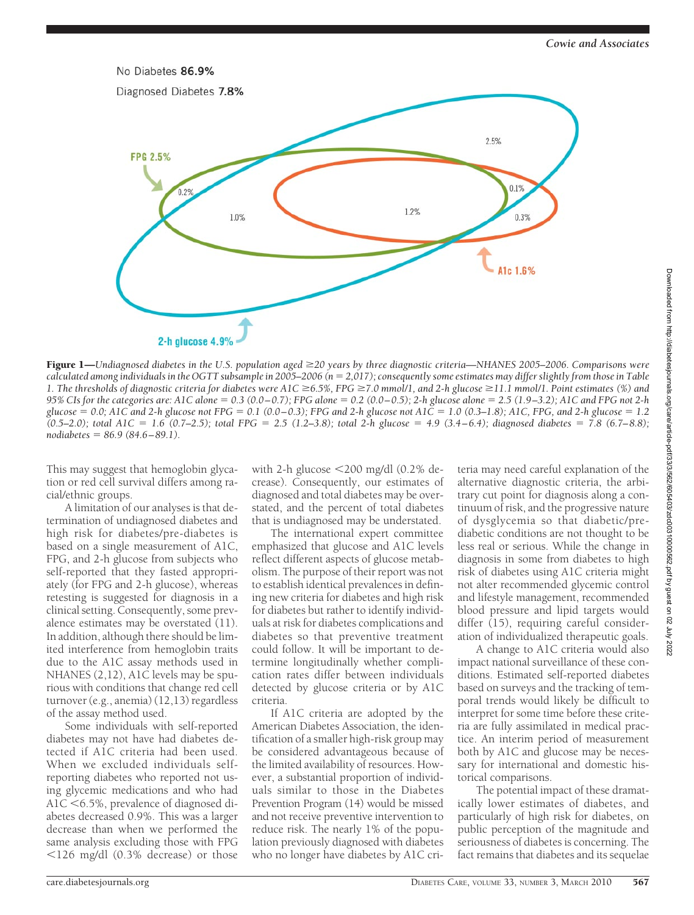No Diabetes 86.9%

Diagnosed Diabetes 7.8%

FPG 2.5%

A1c 1.6%

2-h glucose 4.9%

2.5%

0.2%

1.0%

1.2%

0.1%

0.3%

**Figure 1**—*Undiagnosed diabetes in the U.S. population aged ≥20 years by three diagnostic criteria—NHANES 2005–2006. Comparisons were calculated among individuals in the OGTT subsample in 2005–2006 (n = 2,017); consequently some estimates may differ slightly from those in Table 1. The thresholds of diagnostic criteria for diabetes were A1C ≥6.5%, FPG ≥7.0 mmol/l, and 2-h glucose ≥11.1 mmol/l. Point estimates (%) and 95% CIs for the categories are: A1C alone = 0.3 (0.0–0.7); FPG alone = 0.2 (0.0–0.5); 2-h glucose alone = 2.5 (1.9–3.2); A1C and FPG not 2-h glucose = 0.0; A1C and 2-h glucose not FPG = 0.1 (0.0–0.3); FPG and 2-h glucose not A1C = 1.0 (0.3–1.8); A1C, FPG, and 2-h glucose = 1.2 (0.5–2.0); total A1C = 1.6 (0.7–2.5); total FPG = 2.5 (1.2–3.8); total 2-h glucose = 4.9 (3.4–6.4); diagnosed diabetes = 7.8 (6.7–8.8); nodiabetes = 86.9 (84.6–89.1).*

This may suggest that hemoglobin glycation or red cell survival differs among racial/ethnic groups.

A limitation of our analyses is that determination of undiagnosed diabetes and high risk for diabetes/pre-diabetes is based on a single measurement of A1C, FPG, and 2-h glucose from subjects who self-reported that they fasted appropriately (for FPG and 2-h glucose), whereas retesting is suggested for diagnosis in a clinical setting. Consequently, some prevalence estimates may be overstated (11). In addition, although there should be limited interference from hemoglobin traits due to the A1C assay methods used in NHANES (2,12), A1C levels may be spurious with conditions that change red cell turnover (e.g., anemia) (12,13) regardless of the assay method used.

Some individuals with self-reported diabetes may not have had diabetes detected if A1C criteria had been used. When we excluded individuals self-reporting diabetes who reported not using glycemic medications and who had A1C <6.5%, prevalence of diagnosed diabetes decreased 0.9%. This was a larger decrease than when we performed the same analysis excluding those with FPG <126 mg/dl (0.3% decrease) or those with 2-h glucose <200 mg/dl (0.2% decrease). Consequently, our estimates of diagnosed and total diabetes may be overstated, and the percent of total diabetes that is undiagnosed may be understated.

The international expert committee emphasized that glucose and A1C levels reflect different aspects of glucose metabolism. The purpose of their report was not to establish identical prevalences in defining new criteria for diabetes and high risk for diabetes but rather to identify individuals at risk for diabetes complications and diabetes so that preventive treatment could follow. It will be important to determine longitudinally whether complication rates differ between individuals detected by glucose criteria or by A1C criteria.

If A1C criteria are adopted by the American Diabetes Association, the identification of a smaller high-risk group may be considered advantageous because of the limited availability of resources. However, a substantial proportion of individuals similar to those in the Diabetes Prevention Program (14) would be missed and not receive preventive intervention to reduce risk. The nearly 1% of the population previously diagnosed with diabetes who no longer have diabetes by A1C criteria may need careful explanation of the alternative diagnostic criteria, the arbitrary cut point for diagnosis along a continuum of risk, and the progressive nature of dysglycemia so that diabetic/prediabetic conditions are not thought to be less real or serious. While the change in diagnosis in some from diabetes to high risk of diabetes using A1C criteria might not alter recommended glycemic control and lifestyle management, recommended blood pressure and lipid targets would differ (15), requiring careful consideration of individualized therapeutic goals.

A change to A1C criteria would also impact national surveillance of these conditions. Estimated self-reported diabetes based on surveys and the tracking of temporal trends would likely be difficult to interpret for some time before these criteria are fully assimilated in medical practice. An interim period of measurement both by A1C and glucose may be necessary for international and domestic historical comparisons.

The potential impact of these dramatically lower estimates of diabetes, and particularly of high risk for diabetes, on public perception of the magnitude and seriousness of diabetes is concerning. The fact remains that diabetes and its sequelae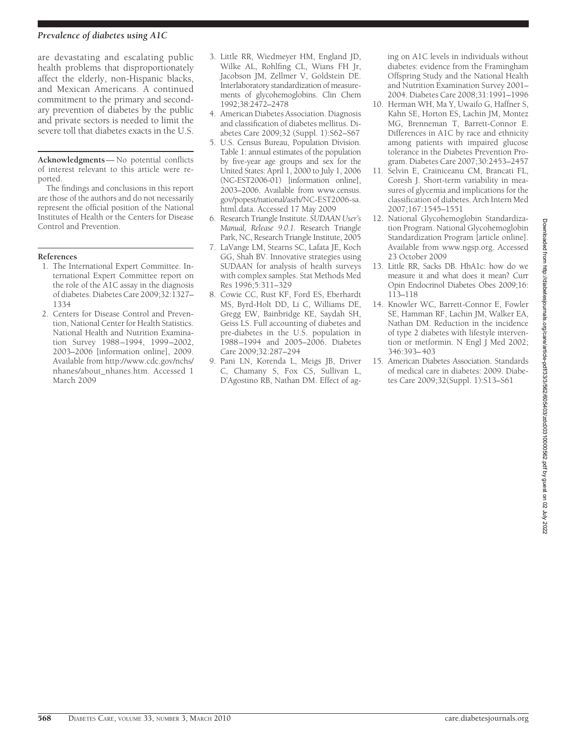are devastating and escalating public health problems that disproportionately affect the elderly, non-Hispanic blacks, and Mexican Americans. A continued commitment to the primary and secondary prevention of diabetes by the public and private sectors is needed to limit the severe toll that diabetes exacts in the U.S.

**Acknowledgments**— No potential conflicts of interest relevant to this article were reported.

The findings and conclusions in this report are those of the authors and do not necessarily represent the official position of the National Institutes of Health or the Centers for Disease Control and Prevention.

## References

1. The International Expert Committee. International Expert Committee report on the role of the A1C assay in the diagnosis of diabetes. Diabetes Care 2009;32:1327–1334
2. Centers for Disease Control and Prevention, National Center for Health Statistics. National Health and Nutrition Examination Survey 1988–1994, 1999–2002, 2003–2006 [information online], 2009. Available from http://www.cdc.gov/nchs/nhanes/about_nhanes.htm. Accessed 1 March 2009
3. Little RR, Wiedmeyer HM, England JD, Wilke AL, Rohlfing CL, Wians FH Jr, Jacobson JM, Zellmer V, Goldstein DE. Interlaboratory standardization of measurements of glycohemoglobins. Clin Chem 1992;38:2472–2478
4. American Diabetes Association. Diagnosis and classification of diabetes mellitus. Diabetes Care 2009;32 (Suppl. 1):S62–S67
5. U.S. Census Bureau, Population Division. Table 1: annual estimates of the population by five-year age groups and sex for the United States: April 1, 2000 to July 1, 2006 (NC-EST2006-01) [information online], 2003–2006. Available from www.census.gov/popest/national/asrh/NC-EST2006-sa.html.data. Accessed 17 May 2009
6. Research Triangle Institute. *SUDAAN User's Manual, Release 9.0.1*. Research Triangle Park, NC, Research Triangle Institute, 2005
7. LaVange LM, Stearns SC, Lafata JE, Koch GG, Shah BV. Innovative strategies using SUDAAN for analysis of health surveys with complex samples. Stat Methods Med Res 1996;5:311–329
8. Cowie CC, Rust KF, Ford ES, Eberhardt MS, Byrd-Holt DD, Li C, Williams DE, Gregg EW, Bainbridge KE, Saydah SH, Geiss LS. Full accounting of diabetes and pre-diabetes in the U.S. population in 1988–1994 and 2005–2006. Diabetes Care 2009;32:287–294
9. Pani LN, Korenda L, Meigs JB, Driver C, Chamany S, Fox CS, Sullivan L, D'Agostino RB, Nathan DM. Effect of aging on A1C levels in individuals without diabetes: evidence from the Framingham Offspring Study and the National Health and Nutrition Examination Survey 2001–2004. Diabetes Care 2008;31:1991–1996
10. Herman WH, Ma Y, Uwaifo G, Haffner S, Kahn SE, Horton ES, Lachin JM, Montez MG, Brenneman T, Barrett-Connor E. Differences in A1C by race and ethnicity among patients with impaired glucose tolerance in the Diabetes Prevention Program. Diabetes Care 2007;30:2453–2457
11. Selvin E, Crainiceanu CM, Brancati FL, Coresh J. Short-term variability in measures of glycemia and implications for the classification of diabetes. Arch Intern Med 2007;167:1545–1551
12. National Glycohemoglobin Standardization Program. National Glycohemoglobin Standardization Program [article online]. Available from www.ngsp.org. Accessed 23 October 2009
13. Little RR, Sacks DB. HbA1c: how do we measure it and what does it mean? Curr Opin Endocrinol Diabetes Obes 2009;16:113–118
14. Knowler WC, Barrett-Connor E, Fowler SE, Hamman RF, Lachin JM, Walker EA, Nathan DM. Reduction in the incidence of type 2 diabetes with lifestyle intervention or metformin. N Engl J Med 2002;346:393–403
15. American Diabetes Association. Standards of medical care in diabetes: 2009. Diabetes Care 2009;32(Suppl. 1):S13–S61